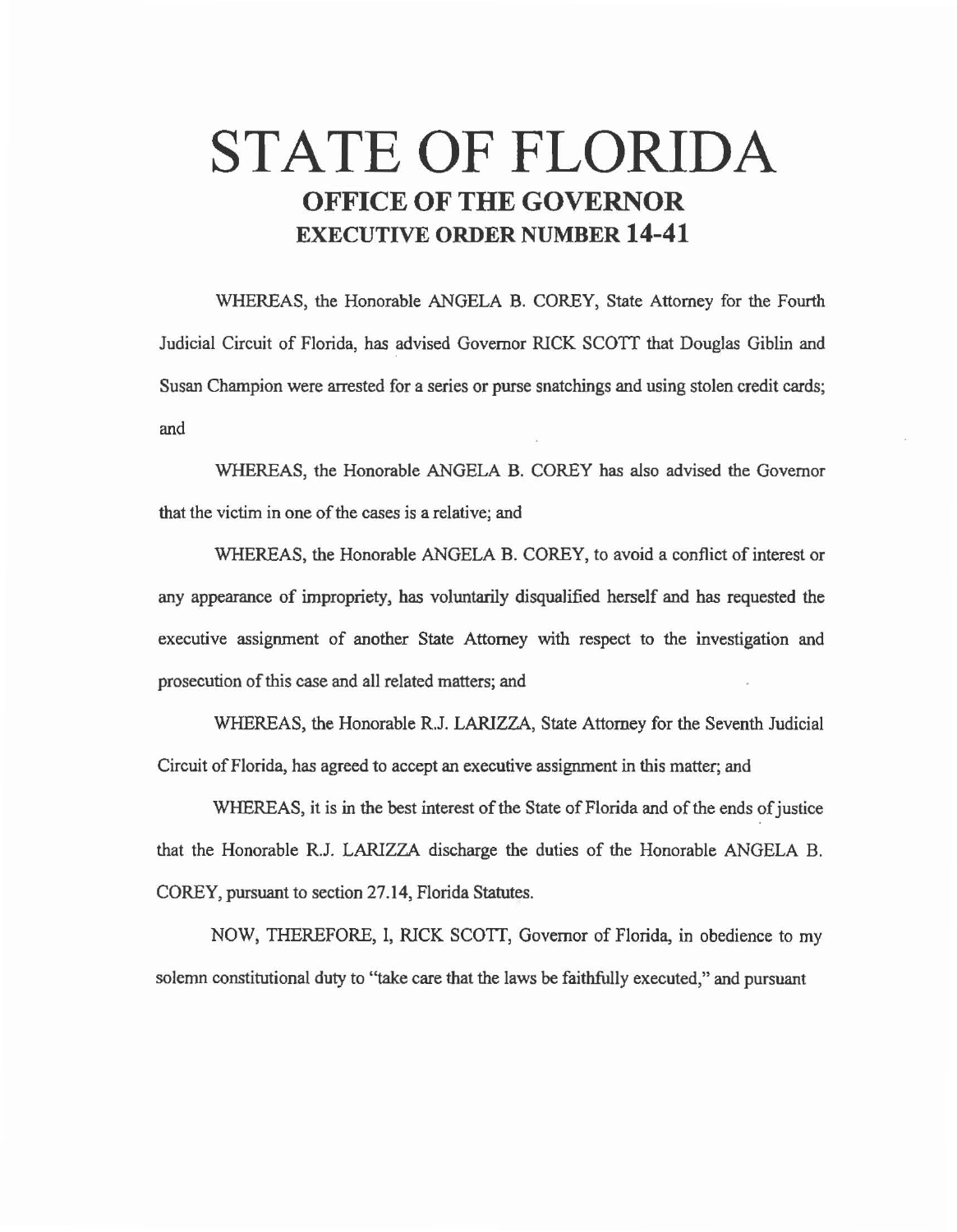# STATE OF FLORIDA

## OFFICE OF THE GOVERNOR

## EXECUTIVE ORDER NUMBER 14-41

WHEREAS, the Honorable ANGELA B. COREY, State Attorney for the Fourth Judicial Circuit of Florida, has advised Governor RICK SCOTT that Douglas Giblin and Susan Champion were arrested for a series or purse snatchings and using stolen credit cards; and

WHEREAS, the Honorable ANGELA B. COREY has also advised the Governor that the victim in one of the cases is a relative; and

WHEREAS, the Honorable ANGELA B. COREY, to avoid a conflict of interest or any appearance of impropriety, has voluntarily disqualified herself and has requested the executive assignment of another State Attorney with respect to the investigation and prosecution of this case and all related matters; and

WHEREAS, the Honorable R.J. LARIZZA, State Attorney for the Seventh Judicial Circuit of Florida, has agreed to accept an executive assignment in this matter; and

WHEREAS, it is in the best interest of the State of Florida and of the ends of justice that the Honorable R.J. LARIZZA discharge the duties of the Honorable ANGELA B. COREY, pursuant to section 27.14, Florida Statutes.

NOW, THEREFORE, I, RICK SCOTT, Governor of Florida, in obedience to my solemn constitutional duty to "take care that the laws be faithfully executed," and pursuant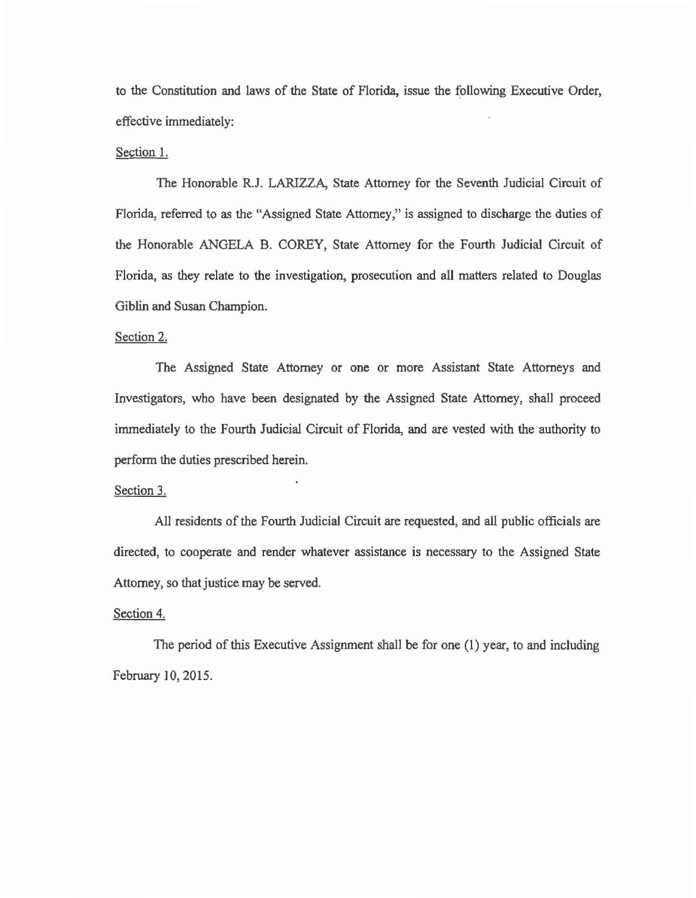to the Constitution and laws of the State of Florida, issue the following Executive Order, effective immediately:

Section 1.

The Honorable R.J. LARIZZA, State Attorney for the Seventh Judicial Circuit of Florida, referred to as the "Assigned State Attorney," is assigned to discharge the duties of the Honorable ANGELA B. COREY, State Attorney for the Fourth Judicial Circuit of Florida, as they relate to the investigation, prosecution and all matters related to Douglas Giblin and Susan Champion.

Section 2.

The Assigned State Attorney or one or more Assistant State Attorneys and Investigators, who have been designated by the Assigned State Attorney, shall proceed immediately to the Fourth Judicial Circuit of Florida, and are vested with the authority to perform the duties prescribed herein.

Section 3.

All residents of the Fourth Judicial Circuit are requested, and all public officials are directed, to cooperate and render whatever assistance is necessary to the Assigned State Attorney, so that justice may be served.

Section 4.

The period of this Executive Assignment shall be for one (1) year, to and including February 10, 2015.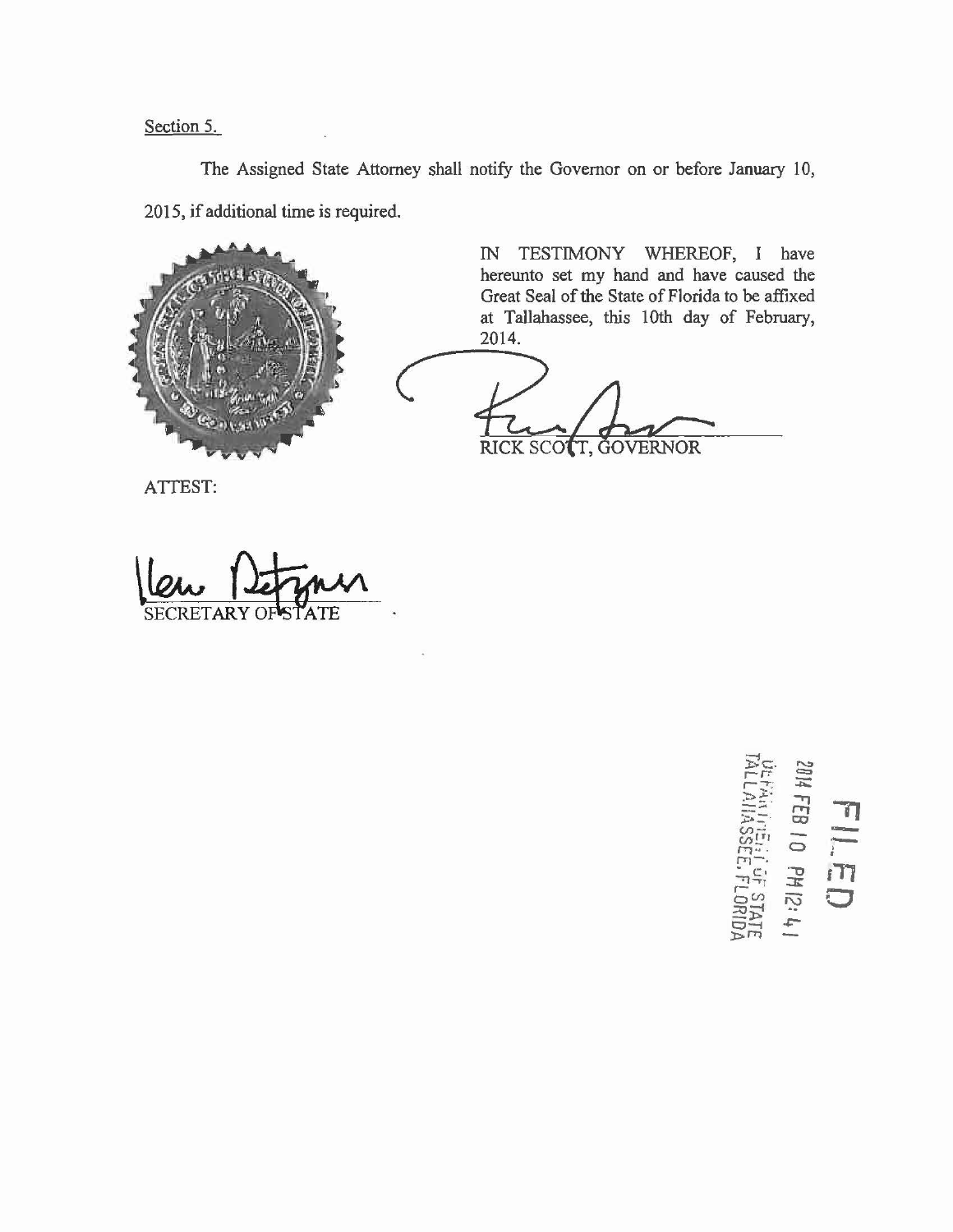Section 5.

The Assigned State Attorney shall notify the Governor on or before January 10, 2015, if additional time is required.

IN TESTIMONY WHEREOF, I have hereunto set my hand and have caused the Great Seal of the State of Florida to be affixed at Tallahassee, this 10th day of February, 2014.

RICK SCOTT, GOVERNOR

ATTEST:

SECRETARY OF STATE

FILED

2014 FEB 10 PM 12:41

DEPARTMENT OF STATE
TALLAHASSEE, FLORIDA